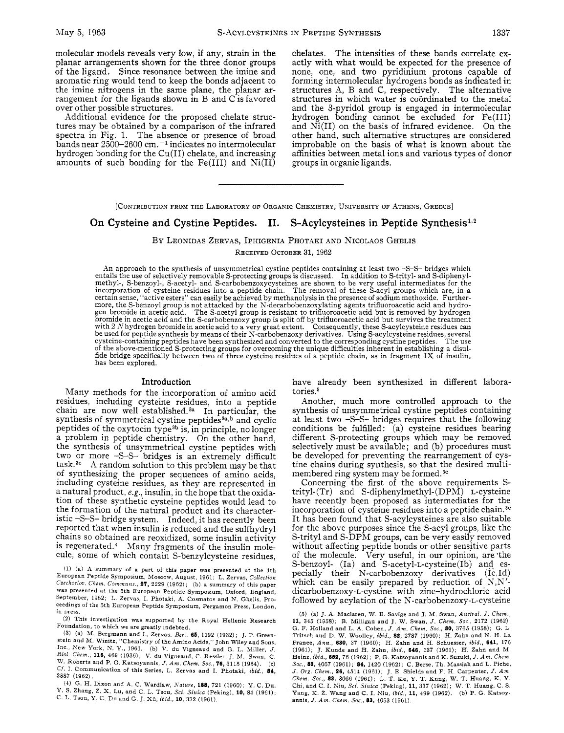molecular models reveals very low, if any, strain in the planar arrangements shown for the three donor groups of the ligand. Since resonance between the imine and aromatic ring would tend to keep the bonds adjacent to the imine nitrogens in the same plane, the planar arrangement for the ligands shown in B and C is favored over other possible structures.

Additional evidence for the proposed chelate structures may be obtained by a comparison of the infrared spectra in Fig. 1. The absence or presence of broad bands near 2500–2600 cm.$^{-1}$ indicates no intermolecular hydrogen bonding for the Cu(II) chelate, and increasing amounts of such bonding for the Fe(III) and Ni(II) chelates. The intensities of these bands correlate exactly with what would be expected for the presence of none, one, and two pyridinium protons capable of forming intermolecular hydrogens bonds as indicated in structures A, B and C, respectively. The alternative structures in which water is coördinated to the metal and the 3-pyridol group is engaged in intermolecular hydrogen bonding cannot be excluded for Fe(III) and Ni(II) on the basis of infrared evidence. On the other hand, such alternative structures are considered improbable on the basis of what is known about the affinities between metal ions and various types of donor groups in organic ligands.

---

[Contribution from the Laboratory of Organic Chemistry, University of Athens, Greece]

# On Cysteine and Cystine Peptides. II. S-Acylcysteines in Peptide Synthesis[1,2]

By Leonidas Zervas, Iphigenia Photaki and Nicolaos Ghelis

Received October 31, 1962

An approach to the synthesis of unsymmetrical cystine peptides containing at least two –S–S– bridges which entails the use of selectively removable S-protecting groups is discussed. In addition to S-trityl- and S-diphenylmethyl-, S-benzoyl-, S-acetyl- and S-carbobenzoxycysteines are shown to be very useful intermediates for the incorporation of cysteine residues into a peptide chain. The removal of these S-acyl groups which are, in a certain sense, "active esters" can easily be achieved by methanolysis in the presence of sodium methoxide. Furthermore, the S-benzoyl group is not attacked by the N-decarbobenzoxylating agents trifluoroacetic acid and hydrogen bromide in acetic acid. The S-acetyl group is resistant to trifluoroacetic acid but is removed by hydrogen bromide in acetic acid and the S-carbobenzoxy group is split off by trifluoroacetic acid but survives the treatment with 2 *N* hydrogen bromide in acetic acid to a very great extent. Consequently, these S-acylcysteine residues can be used for peptide synthesis by means of their N-carbobenzoxy derivatives. Using S-acylcysteine residues, several cysteine-containing peptides have been synthesized and converted to the corresponding cystine peptides. The use of the above-mentioned S-protecting groups for overcoming the unique difficulties inherent in establishing a disulfide bridge specifically between two of three cysteine residues of a peptide chain, as in fragment IX of insulin, has been explored.

## Introduction

Many methods for the incorporation of amino acid residues, including cysteine residues, into a peptide chain are now well established.[3a] In particular, the synthesis of symmetrical cystine peptides[3a,b] and cyclic peptides of the oxytocin type[3b] is, in principle, no longer a problem in peptide chemistry. On the other hand, the synthesis of unsymmetrical cystine peptides with two or more –S–S– bridges is an extremely difficult task.[3c] A random solution to this problem may be that of synthesizing the proper sequences of amino acids, including cysteine residues, as they are represented in a natural product, *e.g.*, insulin, in the hope that the oxidation of these synthetic cysteine peptides would lead to the formation of the natural product and its characteristic –S–S– bridge system. Indeed, it has recently been reported that when insulin is reduced and the sulfhydryl chains so obtained are reoxidized, some insulin activity is regenerated.[4] Many fragments of the insulin molecule, some of which contain S-benzylcysteine residues, have already been synthesized in different laboratories.[5]

Another, much more controlled approach to the synthesis of unsymmetrical cystine peptides containing at least two –S–S– bridges requires that the following conditions be fulfilled: (a) cysteine residues bearing different S-protecting groups which may be removed selectively must be available; and (b) procedures must be developed for preventing the rearrangement of cystine chains during synthesis, so that the desired multimembered ring system may be formed.[3c]

Concerning the first of the above requirements S-trityl-(Tr) and S-diphenylmethyl-(DPM) L-cysteine have recently been proposed as intermediates for the incorporation of cysteine residues into a peptide chain.[3c] It has been found that S-acylcysteines are also suitable for the above purposes since the S-acyl groups, like the S-trityl and S-DPM groups, can be very easily removed without affecting peptide bonds or other sensitive parts of the molecule. Very useful, in our opinion, are the S-benzoyl- (Ia) and S-acetyl-L-cysteine(Ib) and especially their N-carbobenzoxy derivatives (Ic,Id) which can be easily prepared by reduction of N,N'-dicarbobenzoxy-L-cystine with zinc–hydrochloric acid followed by acylation of the N-carbobenzoxy-L-cysteine

(1) (a) A summary of a part of this paper was presented at the 4th European Peptide Symposium, Moscow, August, 1961; L. Zervas, *Collection Czechoslov. Chem. Communs.*, **27**, 2229 (1962); (b) a summary of this paper was presented at the 5th European Peptide Symposium, Oxford, England, September, 1962; L. Zervas, I. Photaki, A. Cosmatos and N. Ghelis, Proceedings of the 5th European Peptide Symposium, Pergamon Press, London, in press.

(2) This investigation was supported by the Royal Hellenic Research Foundation, to which we are greatly indebted.

(3) (a) M. Bergmann and L. Zervas, *Ber.*, **65**, 1192 (1932); J. P. Greenstein and M. Winitz, "Chemistry of the Amino Acids," John Wiley and Sons, Inc., New York, N. Y., 1961. (b) V. du Vigneaud and G. L. Miller, *J. Biol. Chem.*, **116**, 469 (1936); V. du Vigneaud, C. Ressler, J. M. Swan, C. W. Roberts and P. G. Katsoyannis, *J. Am. Chem. Soc.*, **76**, 3115 (1954). (c) *Cf.* I. Communication of this Series, L. Zervas and I. Photaki, *ibid.*, **84**, 3887 (1962).

(4) G. H. Dixon and A. C. Wardlaw, *Nature*, **188**, 721 (1960); Y. C. Du, Y. S. Zhang, Z. X. Lu, and C. L. Tsou, *Sci. Sinica* (Peking), **10**, 84 (1961); C. L. Tsou, Y. C. Du and G. J. Xü, *ibid.*, **10**, 332 (1961).

(5) (a) J. A. Maclaren, W. E. Savige and J. M. Swan, *Austral. J. Chem.*, **11**, 345 (1958); B. Milligan and J. W. Swan, *J. Chem. Soc.*, 2172 (1962); G. F. Holland and L. A. Cohen, *J. Am. Chem. Soc.*, **80**, 3765 (1958); G. L. Tritsch and D. W. Woolley, *ibid.*, **82**, 2787 (1960); H. Zahn and N. H. La France, *Ann.*, **630**, 37 (1960); H. Zahn and H. Schuesser, *ibid.*, **641**, 176 (1961); J. Kunde and H. Zahn, *ibid.*, **646**, 137 (1961); H. Zahn and M. Heinz, *ibid.*, **652**, 76 (1962); P. G. Katsoyannis and K. Suzuki, *J. Am. Chem. Soc.*, **83**, 4057 (1961); **84**, 1420 (1962); C. Berse, Th. Massiah and L. Piche, *J. Org. Chem.*, **26**, 4514 (1961); J. E. Shields and F. H. Carpenter, *J. Am. Chem. Soc.*, **83**, 3066 (1961); L. T. Ke, Y. T. Kung, W. T. Huang, K. Y. Chi, and C. I. Niu, *Sci. Sinica* (Peking), **11**, 337 (1962); W. T. Huang, C. S. Yang, K. Z. Wang and C. I. Niu, *ibid.*, **11**, 499 (1962). (b) P. G. Katsoyannis, *J. Am. Chem. Soc.*, **83**, 4053 (1961).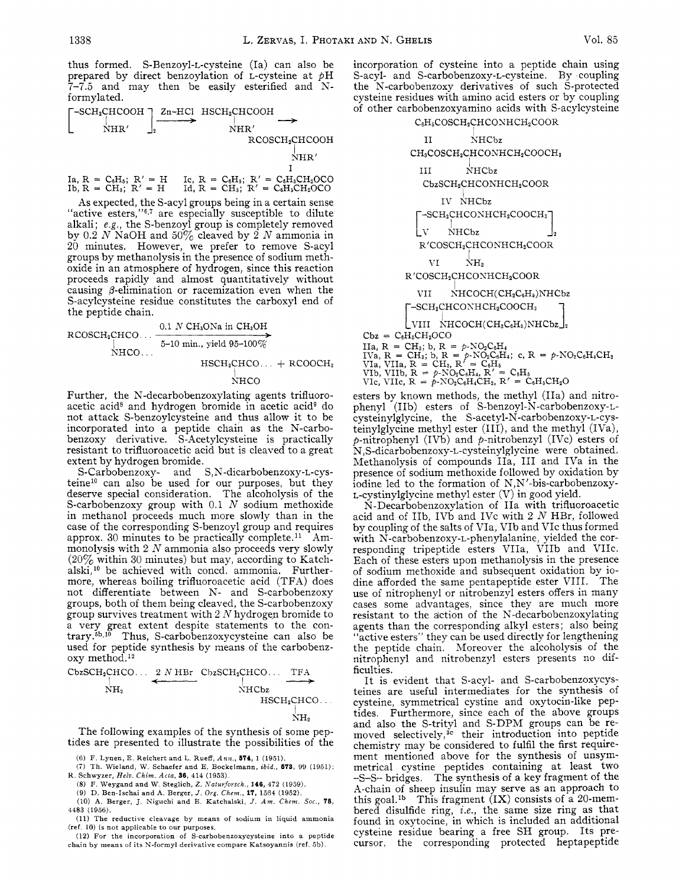thus formed. S-Benzoyl-L-cysteine (Ia) can also be prepared by direct benzoylation of L-cysteine at pH 7–7.5 and may then be easily esterified and N-formylated.

$$\left[\begin{array}{c}-SCH_2CHCOOH \\ | \\ NHR'\end{array}\right]_2 \xrightarrow{Zn-HCl} \begin{array}{c}HSCH_2CHCOOH \\ | \\ NHR'\end{array} \longrightarrow \begin{array}{c}RCOSCH_2CHCOOH \\ | \\ NHR' \\ I\end{array}$$

Ia, R = $C_6H_5$; R' = H  Ic, R = $C_6H_5$; R' = $C_6H_5CH_2OCO$
Ib, R = $CH_3$; R' = H  Id, R = $CH_3$; R' = $C_6H_5CH_2OCO$

As expected, the S-acyl groups being in a certain sense "active esters,"[6,7] are especially susceptible to dilute alkali; *e.g.*, the S-benzoyl group is completely removed by 0.2 *N* NaOH and 50% cleaved by 2 *N* ammonia in 20 minutes. However, we prefer to remove S-acyl groups by methanolysis in the presence of sodium methoxide in an atmosphere of hydrogen, since this reaction proceeds rapidly and almost quantitatively without causing $\beta$-elimination or racemization even when the S-acylcysteine residue constitutes the carboxyl end of the peptide chain.

$$\begin{array}{c}RCOSCH_2CHCO\ldots \\ | \\ NHCO\ldots\end{array} \xrightarrow[\text{5–10 min., yield 95–100\%}]{0.1\ N\ CH_3ONa\ \text{in}\ CH_3OH} \begin{array}{c}HSCH_2CHCO\ldots \\ | \\ NHCO\end{array} + RCOOCH_3$$

Further, the N-decarbobenzoxylating agents trifluoroacetic acid[8] and hydrogen bromide in acetic acid[9] do not attack S-benzoylcysteine and thus allow it to be incorporated into a peptide chain as the N-carbobenzoxy derivative. S-Acetylcysteine is practically resistant to trifluoroacetic acid but is cleaved to a great extent by hydrogen bromide.

S-Carbobenzoxy- and S,N-dicarbobenzoxy-L-cysteine[10] can also be used for our purposes, but they deserve special consideration. The alcoholysis of the S-carbobenzoxy group with 0.1 *N* sodium methoxide in methanol proceeds much more slowly than in the case of the corresponding S-benzoyl group and requires approx. 30 minutes to be practically complete.[11] Ammonolysis with 2 *N* ammonia also proceeds very slowly (20% within 30 minutes) but may, according to Katchalski,[10] be achieved with concd. ammonia. Furthermore, whereas boiling trifluoroacetic acid (TFA) does not differentiate between N- and S-carbobenzoxy groups, both of them being cleaved, the S-carbobenzoxy group survives treatment with 2 *N* hydrogen bromide to a very great extent despite statements to the contrary.[5b,10] Thus, S-carbobenzoxycysteine can also be used for peptide synthesis by means of the carbobenzoxy method.[12]

$$\begin{array}{c}CbzSCH_2CHCO\ldots \\ | \\ NH_2\end{array} \xleftarrow{2\ N\ HBr} \begin{array}{c}CbzSCH_2CHCO\ldots \\ | \\ NHCbz\end{array} \xrightarrow{TFA} \begin{array}{c}HSCH_2CHCO\ldots \\ | \\ NH_2\end{array}$$

The following examples of the synthesis of some peptides are presented to illustrate the possibilities of the incorporation of cysteine into a peptide chain using S-acyl- and S-carbobenzoxy-L-cysteine. By coupling the N-carbobenzoxy derivatives of such S-protected cysteine residues with amino acid esters or by coupling of other carbobenzoxyamino acids with S-acylcysteine esters by known methods, the methyl (IIa) and nitrophenyl (IIb) esters of S-benzoyl-N-carbobenzoxy-L-cysteinylglycine, the S-acetyl-N-carbobenzoxy-L-cysteinylglycine methyl ester (III), and the methyl (IVa), *p*-nitrophenyl (IVb) and *p*-nitrobenzyl (IVc) esters of N,S-dicarbobenzoxy-L-cysteinylglycine were obtained. Methanolysis of compounds IIa, III and IVa in the presence of sodium methoxide followed by oxidation by iodine led to the formation of N,N'-bis-carbobenzoxy-L-cystinylglycine methyl ester (V) in good yield.

$C_6H_5COSCH_2CH(NHCbz)CONHCH_2COOR$ (II)

$CH_3COSCH_2CH(NHCbz)CONHCH_2COOCH_3$ (III)

$CbzSCH_2CH(NHCbz)CONHCH_2COOR$ (IV)

$[-SCH_2CH(NHCbz)CONHCH_2COOCH_3]_2$ (V)

$R'COSCH_2CH(NH_2)CONHCH_2COOR$ (VI)

$R'COSCH_2CH(NHCOCH(CH_2C_6H_5)NHCbz)CONHCH_2COOR$ (VII)

$[-SCH_2CH(NHCOCH(CH_2C_6H_5)NHCbz)CONHCH_2COOCH_3]_2$ (VIII)

Cbz = $C_6H_5CH_2OCO$
IIa, R = $CH_3$; b, R = $p$-$NO_2C_6H_4$
IVa, R = $CH_3$; b, R = $p$-$NO_2C_6H_4$; c, R = $p$-$NO_2C_6H_4CH_2$
VIa, VIIa, R = $CH_3$, R' = $C_6H_5$
VIb, VIIb, R = $p$-$NO_2C_6H_4$, R' = $C_6H_5$
VIc, VIIc, R = $p$-$NO_2C_6H_4CH_2$, R' = $C_6H_5CH_2O$

N-Decarbobenzoxylation of IIa with trifluoroacetic acid and of IIb, IVb and IVc with 2 *N* HBr, followed by coupling of the salts of VIa, VIb and VIc thus formed with N-carbobenzoxy-L-phenylalanine, yielded the corresponding tripeptide esters VIIa, VIIb and VIIc. Each of these esters upon methanolysis in the presence of sodium methoxide and subsequent oxidation by iodine afforded the same pentapeptide ester VIII. The use of nitrophenyl or nitrobenzyl esters offers in many cases some advantages, since they are much more resistant to the action of the N-decarbobenzoxylating agents than the corresponding alkyl esters; also being "active esters" they can be used directly for lengthening the peptide chain. Moreover the alcoholysis of the nitrophenyl and nitrobenzyl esters presents no difficulties.

It is evident that S-acyl- and S-carbobenzoxycysteines are useful intermediates for the synthesis of cysteine, symmetrical cystine and oxytocin-like peptides. Furthermore, since each of the above groups and also the S-trityl and S-DPM groups can be removed selectively,[3c] their introduction into peptide chemistry may be considered to fulfil the first requirement mentioned above for the synthesis of unsymmetrical cystine peptides containing at least two –S–S– bridges. The synthesis of a key fragment of the A-chain of sheep insulin may serve as an approach to this goal.[1b] This fragment (IX) consists of a 20-membered disulfide ring, *i.e.*, the same size ring as that found in oxytocine, in which is included an additional cysteine residue bearing a free SH group. Its precursor, the corresponding protected heptapeptide

---

(6) F. Lynen, E. Reichert and L. Rueff, *Ann.*, **574**, 1 (1951).
(7) Th. Wieland, W. Schaefer and E. Bockelmann, *ibid.*, **573**, 99 (1951); R. Schwyzer, *Helv. Chim. Acta*, **36**, 414 (1953).
(8) F. Weygand and W. Steglich, *Z. Naturforsch.*, **14б**, 472 (1959).
(9) D. Ben-Ischai and A. Berger, *J. Org. Chem.*, **17**, 1564 (1952).
(10) A. Berger, J. Niguchi and E. Katchalski, *J. Am. Chem. Soc.*, **78**, 4483 (1956).
(11) The reductive cleavage by means of sodium in liquid ammonia (ref. 10) is not applicable to our purposes.
(12) For the incorporation of S-carbobenzoxycysteine into a peptide chain by means of its N-formyl derivative compare Katsoyannis (ref. 5b).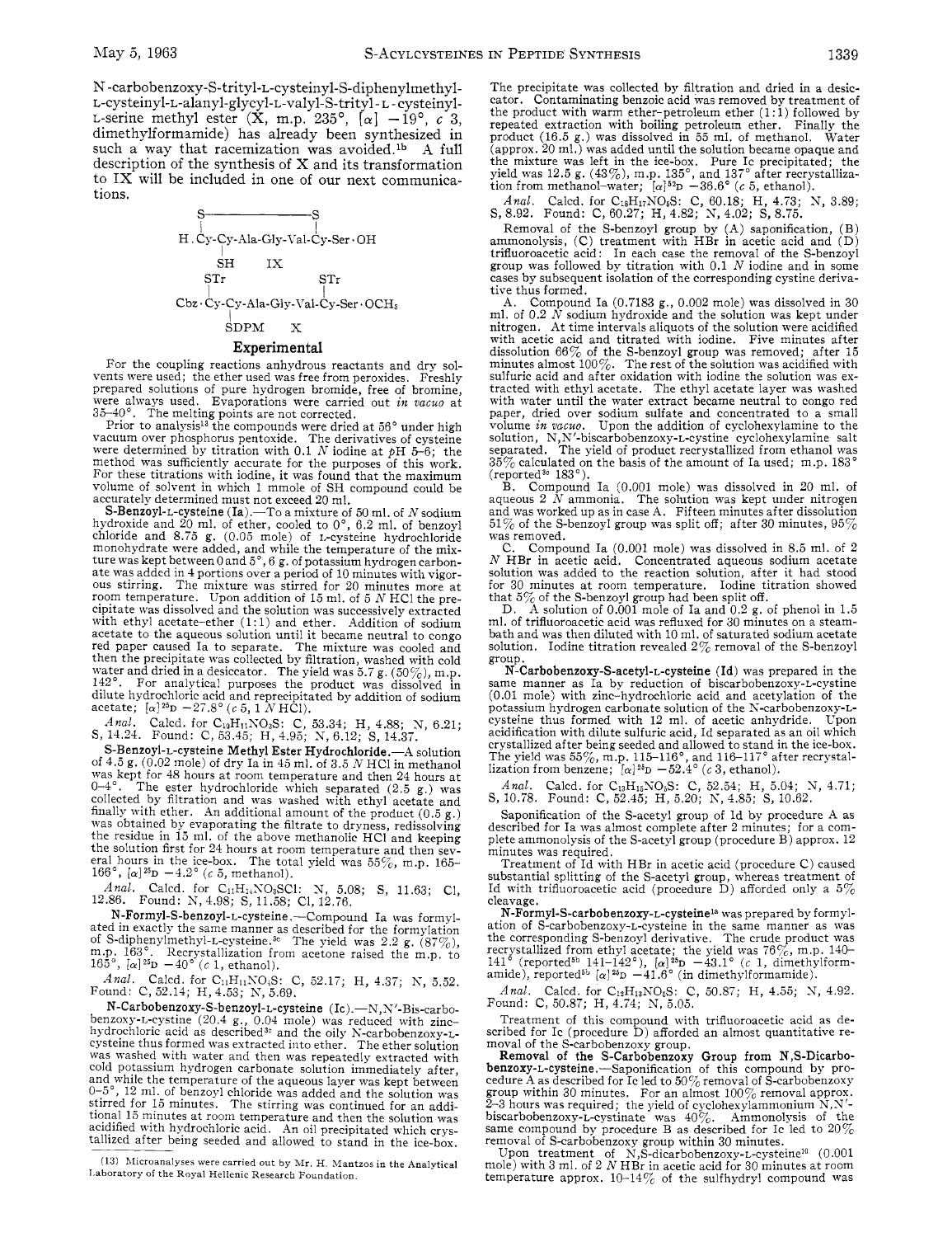N-carbobenzoxy-S-trityl-L-cysteinyl-S-diphenylmethyl-L-cysteinyl-L-alanyl-glycyl-L-valyl-S-trityl-L-cysteinyl-L-serine methyl ester (X, m.p. 235°, [α] −19°, c 3, dimethylformamide) has already been synthesized in such a way that racemization was avoided.[1b] A full description of the synthesis of X and its transformation to IX will be included in one of our next communications.

```
S—————————S
|                |
H.Cy-Cy-Ala-Gly-Val-Cy-Ser·OH
   |
   SH      IX

   STr                  STr
   |                     |
Cbz·Cy-Cy-Ala-Gly-Val-Cy-Ser·OCH3
      |
      SDPM     X
```

## Experimental

For the coupling reactions anhydrous reactants and dry solvents were used; the ether used was free from peroxides. Freshly prepared solutions of pure hydrogen bromide, free of bromine, were always used. Evaporations were carried out *in vacuo* at 35–40°. The melting points are not corrected.

Prior to analysis[13] the compounds were dried at 56° under high vacuum over phosphorus pentoxide. The derivatives of cysteine were determined by titration with 0.1 *N* iodine at *p*H 5–6; the method was sufficiently accurate for the purposes of this work. For these titrations with iodine, it was found that the maximum volume of solvent in which 1 mmole of SH compound could be accurately determined must not exceed 20 ml.

**S-Benzoyl-L-cysteine (Ia).**—To a mixture of 50 ml. of *N* sodium hydroxide and 20 ml. of ether, cooled to 0°, 6.2 ml. of benzoyl chloride and 8.75 g. (0.05 mole) of L-cysteine hydrochloride monohydrate were added, and while the temperature of the mixture was kept between 0 and 5°, 6 g. of potassium hydrogen carbonate was added in 4 portions over a period of 10 minutes with vigorous stirring. The mixture was stirred for 20 minutes more at room temperature. Upon addition of 15 ml. of 5 *N* HCl the precipitate was dissolved and the solution was successively extracted with ethyl acetate–ether (1:1) and ether. Addition of sodium acetate to the aqueous solution until it became neutral to congo red paper caused Ia to separate. The mixture was cooled and then the precipitate was collected by filtration, washed with cold water and dried in a desiccator. The yield was 5.7 g. (50%), m.p. 142°. For analytical purposes the product was dissolved in dilute hydrochloric acid and reprecipitated by addition of sodium acetate; $[\alpha]^{25}D$ −27.8° (*c* 5, 1 *N* HCl).

*Anal.* Calcd. for $C_{10}H_{11}NO_3S$: C, 53.34; H, 4.88; N, 6.21; S, 14.24. Found: C, 53.45; H, 4.95; N, 6.12; S, 14.37.

**S-Benzoyl-L-cysteine Methyl Ester Hydrochloride.**—A solution of 4.5 g. (0.02 mole) of dry Ia in 45 ml. of 3.5 *N* HCl in methanol was kept for 48 hours at room temperature and then 24 hours at 0–4°. The ester hydrochloride which separated (2.5 g.) was collected by filtration and was washed with ethyl acetate and finally with ether. An additional amount of the product (0.5 g.) was obtained by evaporating the filtrate to dryness, redissolving the residue in 15 ml. of the above methanolic HCl and keeping the solution first for 24 hours at room temperature and then several hours in the ice-box. The total yield was 55%, m.p. 165–166°, $[\alpha]^{25}D$ −4.2° (*c* 5, methanol).

*Anal.* Calcd. for $C_{11}H_{14}NO_3SCl$: N, 5.08; S, 11.63; Cl, 12.86. Found: N, 4.98; S, 11.58; Cl, 12.76.

**N-Formyl-S-benzoyl-L-cysteine.**—Compound Ia was formylated in exactly the same manner as described for the formylation of S-diphenylmethyl-L-cysteine.[3c] The yield was 2.2 g. (87%), m.p. 163°. Recrystallization from acetone raised the m.p. to 165°, $[\alpha]^{25}D$ −40° (*c* 1, ethanol).

*Anal.* Calcd. for $C_{11}H_{11}NO_4S$: C, 52.17; H, 4.37; N, 5.52. Found: C, 52.14; H, 4.53; N, 5.69.

**N-Carbobenzoxy-S-benzoyl-L-cysteine (Ic).**—N,N′-Bis-carbobenzoxy-L-cystine (20.4 g., 0.04 mole) was reduced with zinc-hydrochloric acid as described[3c] and the oily N-carbobenzoxy-L-cysteine thus formed was extracted into ether. The ether solution was washed with water and then was repeatedly extracted with cold potassium hydrogen carbonate solution immediately after, and while the temperature of the aqueous layer was kept between 0–5°, 12 ml. of benzoyl chloride was added and the solution was stirred for 15 minutes. The stirring was continued for an additional 15 minutes at room temperature and then the solution was acidified with hydrochloric acid. An oil precipitated which crystallized after being seeded and allowed to stand in the ice-box.

The precipitate was collected by filtration and dried in a desiccator. Contaminating benzoic acid was removed by treatment of the product with warm ether–petroleum ether (1:1) followed by repeated extraction with boiling petroleum ether. Finally the product (16.5 g.) was dissolved in 55 ml. of methanol. Water (approx. 20 ml.) was added until the solution became opaque and the mixture was left in the ice-box. Pure Ic precipitated; the yield was 12.5 g. (43%), m.p. 135°, and 137° after recrystallization from methanol–water; $[\alpha]^{32}D$ −36.6° (*c* 5, ethanol).

*Anal.* Calcd. for $C_{18}H_{17}NO_5S$: C, 60.18; H, 4.73; N, 3.89; S, 8.92. Found: C, 60.27; H, 4.82; N, 4.02; S, 8.75.

Removal of the S-benzoyl group by (A) saponification, (B) ammonolysis, (C) treatment with HBr in acetic acid and (D) trifluoroacetic acid: In each case the removal of the S-benzoyl group was followed by titration with 0.1 *N* iodine and in some cases by subsequent isolation of the corresponding cystine derivative thus formed.

A. Compound Ia (0.7183 g., 0.002 mole) was dissolved in 30 ml. of 0.2 *N* sodium hydroxide and the solution was kept under nitrogen. At time intervals aliquots of the solution were acidified with acetic acid and titrated with iodine. Five minutes after dissolution 66% of the S-benzoyl group was removed; after 15 minutes almost 100%. The rest of the solution was acidified with sulfuric acid and after oxidation with iodine the solution was extracted with ethyl acetate. The ethyl acetate layer was washed with water until the water extract became neutral to congo red paper, dried over sodium sulfate and concentrated to a small volume *in vacuo*. Upon the addition of cyclohexylamine to the solution, N,N′-biscarbobenzoxy-L-cystine cyclohexylamine salt separated. The yield of product recrystallized from ethanol was 35% calculated on the basis of the amount of Ia used; m.p. 183° (reported[3c] 183°).

B. Compound Ia (0.001 mole) was dissolved in 20 ml. of aqueous 2 *N* ammonia. The solution was kept under nitrogen and was worked up as in case A. Fifteen minutes after dissolution 51% of the S-benzoyl group was split off; after 30 minutes, 95% was removed.

C. Compound Ia (0.001 mole) was dissolved in 8.5 ml. of 2 *N* HBr in acetic acid. Concentrated aqueous sodium acetate solution was added to the reaction solution, after it had stood for 30 minutes at room temperature. Iodine titration showed that 5% of the S-benzoyl group had been split off.

D. A solution of 0.001 mole of Ia and 0.2 g. of phenol in 1.5 ml. of trifluoroacetic acid was refluxed for 30 minutes on a steam-bath and was then diluted with 10 ml. of saturated sodium acetate solution. Iodine titration revealed 2% removal of the S-benzoyl group.

**N-Carbobenzoxy-S-acetyl-L-cysteine (Id)** was prepared in the same manner as Ia by reduction of biscarbobenzoxy-L-cystine (0.01 mole) with zinc–hydrochloric acid and acetylation of the potassium hydrogen carbonate solution of the N-carbobenzoxy-L-cysteine thus formed with 12 ml. of acetic anhydride. Upon acidification with dilute sulfuric acid, Id separated as an oil which crystallized after being seeded and allowed to stand in the ice-box. The yield was 55%, m.p. 115–116°, and 116–117° after recrystallization from benzene; $[\alpha]^{25}D$ −52.4° (*c* 3, ethanol).

*Anal.* Calcd. for $C_{13}H_{15}NO_5S$: C, 52.54; H, 5.04; N, 4.71; S, 10.78. Found: C, 52.45; H, 5.20; N, 4.85; S, 10.62.

Saponification of the S-acetyl group of Id by procedure A as described for Ia was almost complete after 2 minutes; for a complete ammonolysis of the S-acetyl group (procedure B) approx. 12 minutes was required.

Treatment of Id with HBr in acetic acid (procedure C) caused substantial splitting of the S-acetyl group, whereas treatment of Id with trifluoroacetic acid (procedure D) afforded only a 5% cleavage.

**N-Formyl-S-carbobenzoxy-L-cysteine**[5a] was prepared by formylation of S-carbobenzoxy-L-cysteine in the same manner as was the corresponding S-benzoyl derivative. The crude product was recrystallized from ethyl acetate; the yield was 76%, m.p. 140–141° (reported[5b] 141–142°), $[\alpha]^{25}D$ −43.1° (*c* 1, dimethylformamide), reported[5b] $[\alpha]^{25}D$ −41.6° (in dimethylformamide).

*Anal.* Calcd. for $C_{12}H_{13}NO_5S$: C, 50.87; H, 4.55; N, 4.92. Found: C, 50.87; H, 4.74; N, 5.05.

Treatment of this compound with trifluoroacetic acid as described for Ic (procedure D) afforded an almost quantitative removal of the S-carbobenzoxy group.

**Removal of the S-Carbobenzoxy Group from N,S-Dicarbobenzoxy-L-cysteine.**—Saponification of this compound by procedure A as described for Ic led to 50% removal of S-carbobenzoxy group within 30 minutes. For an almost 100% removal approx. 2–3 hours was required; the yield of cyclohexylammonium N,N′-biscarbobenzoxy-L-cystinate was 40%. Ammonolysis of the same compound by procedure B as described for Ic led to 20% removal of S-carbobenzoxy group within 30 minutes.

Upon treatment of N,S-dicarbobenzoxy-L-cysteine[10] (0.001 mole) with 3 ml. of 2 *N* HBr in acetic acid for 30 minutes at room temperature approx. 10–14% of the sulfhydryl compound was

(13) Microanalyses were carried out by Mr. H. Mantzos in the Analytical Laboratory of the Royal Hellenic Research Foundation.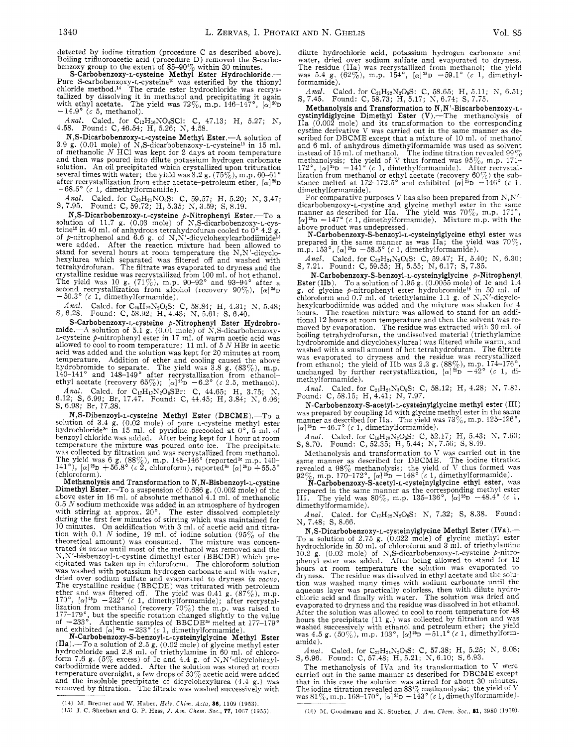detected by iodine titration (procedure C as described above). Boiling trifluoroacetic acid (procedure D) removed the S-carbobenzoxy group to the extent of 85–90% within 30 minutes.

**S-Carbobenzoxy-L-cysteine Methyl Ester Hydrochloride.**—Pure S-carbobenzoxy-L-cysteine[10] was esterified by the thionyl chloride method.[14] The crude ester hydrochloride was recrystallized by dissolving it in methanol and precipitating it again with ethyl acetate. The yield was 72%, m.p. 146–147°, $[\alpha]^{20}D$ −14.9° (c 5, methanol).

*Anal.* Calcd. for $C_{12}H_{16}NO_4SCl$: C, 47.13; H, 5.27; N, 4.58. Found: C, 46.54; H, 5.26; N, 4.58.

**N,S-Dicarbobenzoxy-L-cysteine Methyl Ester.**—A solution of 3.9 g. (0.01 mole) of N,S-dicarbobenzoxy-L-cysteine[10] in 15 ml. of methanolic N HCl was kept for 2 days at room temperature and then was poured into dilute potassium hydrogen carbonate solution. An oil precipitated which crystallized upon trituration several times with water; the yield was 3.2 g. (75%), m.p. 60–61° after recrystallization from ether acetate–petroleum ether, $[\alpha]^{20}D$ −68.5° (c 1, dimethylformamide).

*Anal.* Calcd. for $C_{20}H_{21}NO_6S$: C, 59.57; H, 5.20; N, 3.47; S, 7.95. Found: C, 59.72; H, 5.35; N, 3.59; S, 8.19.

**N,S-Dicarbobenzoxy-L-cysteine p-Nitrophenyl Ester.**—To a solution of 11.7 g. (0.03 mole) of N,S-dicarbobenzoxy-L-cysteine[10] in 40 ml. of anhydrous tetrahydrofuran cooled to 0° 4.2 g. of p-nitrophenol and 6.6 g. of N,N'-dicyclohexylcarbodiimide[15] were added. After the reaction mixture had been allowed to stand for several hours at room temperature the N,N'-dicyclohexylurea which separated was filtered off and washed with tetrahydrofuran. The filtrate was evaporated to dryness and the crystalline residue was recrystallized from 100 ml. of hot ethanol. The yield was 10 g. (71%), m.p. 90–92° and 93–94° after a second recrystallization from alcohol (recovery 90%), $[\alpha]^{25}D$ −50.3° (c 1, dimethylformamide).

*Anal.* Calcd. for $C_{25}H_{22}N_2O_8S$: C, 58.84; H, 4.31; N, 5.48; S, 6.28. Found: C, 58.92; H, 4.43; N, 5.61; S, 6.40.

**S-Carbobenzoxy-L-cysteine p-Nitrophenyl Ester Hydrobromide.**—A solution of 5.1 g. (0.01 mole) of N,S-dicarbobenzoxy-L-cysteine p-nitrophenyl ester in 17 ml. of warm acetic acid was allowed to cool to room temperature; 11 ml. of 5 N HBr in acetic acid was added and the solution was kept for 20 minutes at room temperature. Addition of ether and cooling caused the above hydrobromide to separate. The yield was 3.8 g. (83%), m.p. 140–141° and 148–149° after recrystallization from ethanol–ethyl acetate (recovery 65%); $[\alpha]^{25}D$ −6.2° (c 2.5, methanol).

*Anal.* Calcd. for $C_{17}H_{17}N_2O_6SBr$: C, 44.65; H, 3.75; N, 6.12; S, 6.99; Br, 17.47. Found: C, 44.45; H, 3.84; N, 6.06; S, 6.98; Br, 17.38.

**N,S-Dibenzoyl-L-cysteine Methyl Ester (DBCME).**—To a solution of 3.4 g. (0.02 mole) of pure L-cysteine methyl ester hydrochloride[3c] in 15 ml. of pyridine precooled at 0°, 5 ml. of benzoyl chloride was added. After being kept for 1 hour at room temperature the mixture was poured onto ice. The precipitate was collected by filtration and was recrystallized from methanol. The yield was 6 g. (88%), m.p. 145–146° (reported[3c] m.p. 140–141°), $[\alpha]^{25}D$ +56.8° (c 2, chloroform), reported[3c] $[\alpha]^{25}D$ +55.5° (chloroform).

**Methanolysis and Transformation to N,N-Bisbenzoyl-L-cystine Dimethyl Ester.**—To a suspension of 0.686 g. (0.002 mole) of the above ester in 16 ml. of absolute methanol 4.1 ml. of methanolic 0.5 N sodium methoxide was added in an atmosphere of hydrogen with stirring at approx. 20°. The ester dissolved completely during the first few minutes of stirring which was maintained for 10 minutes. On acidification with 3 ml. of acetic acid and titration with 0.1 N iodine, 19 ml. of iodine solution (95% of the theoretical amount) was consumed. The mixture was concentrated *in vacuo* until most of the methanol was removed and the N,N'-bisbenzoyl-L-cystine dimethyl ester (BBCDE) which precipitated was taken up in chloroform. The chloroform solution was washed with potassium hydrogen carbonate and with water, dried over sodium sulfate and evaporated to dryness *in vacuo*. The crystalline residue (BBCDE) was triturated with petroleum ether and was filtered off. The yield was 0.41 g. (87%), m.p. 170°, $[\alpha]^{25}D$ −232° (c 1, dimethylformamide); after recrystallization from methanol (recovery 70%) the m.p. was raised to 177–179°, but the specific rotation changed slightly to the value of −233°. Authentic samples of BBCDE[3c] melted at 177–179° and exhibited $[\alpha]^{25}D$ −233° (c 1, dimethylformamide).

**N-Carbobenzoxy-S-benzoyl-L-cysteinylglycine Methyl Ester (IIa).**—To a solution of 2.5 g. (0.02 mole) of glycine methyl ester hydrochloride and 2.8 ml. of triethylamine in 60 ml. of chloroform 7.6 g. (5% excess) of Ic and 4.4 g. of N,N'-dicyclohexylcarbodiimide were added. After the solution was stored at room temperature overnight, a few drops of 50% acetic acid were added and the insoluble precipitate of dicyclohexylurea (4.4 g.) was removed by filtration. The filtrate was washed successively with dilute hydrochloric acid, potassium hydrogen carbonate and water, dried over sodium sulfate and evaporated to dryness. The residue (IIa) was recrystallized from methanol; the yield was 5.4 g. (62%), m.p. 154°, $[\alpha]^{25}D$ −59.1° (c 1, dimethylformamide).

*Anal.* Calcd. for $C_{21}H_{22}N_2O_6S$: C, 58.65; H, 5.11; N, 6.51; S, 7.45. Found: C, 58.73; H, 5.17; N, 6.74; S, 7.75.

**Methanolysis and Transformation to N,N'-Biscarbobenzoxy-L-cystinyldiglycine Dimethyl Ester (V).**—The methanolysis of IIa (0.002 mole) and its transformation to the corresponding cystine derivative V was carried out in the same manner as described for DBCME except that a mixture of 10 ml. of methanol and 6 ml. of anhydrous dimethylformamide was used as solvent instead of 15 ml. of methanol. The iodine titration revealed 99% methanolysis; the yield of V thus formed was 95%, m.p. 171–172°, $[\alpha]^{25}D$ −141° (c 1, dimethylformamide). After recrystallization from methanol or ethyl acetate (recovery 60%) the substance melted at 172–172.5° and exhibited $[\alpha]^{25}D$ −146° (c 1, dimethylformamide).

For comparative purposes V has also been prepared from N,N'-dicarbobenzoxy-L-cystine and glycine methyl ester in the same manner as described for IIa. The yield was 70%, m.p. 171°, $[\alpha]^{25}D$ −147° (c 1, dimethylformamide). Mixture m.p. with the above product was undepressed.

**N-Carbobenzoxy-S-benzoyl-L-cysteinylglycine ethyl ester** was prepared in the same manner as was IIa; the yield was 70%, m.p. 153°, $[\alpha]^{25}D$ −58.5° (c 1, dimethylformamide).

*Anal.* Calcd. for $C_{22}H_{24}N_2O_6S$: C, 59.47; H, 5.40; N, 6.30; S, 7.21. Found: C, 59.55; H, 5.55; N, 6.17; S, 7.35.

**N-Carbobenzoxy-S-benzoyl-L-cysteinylglycine p-Nitrophenyl Ester (IIb).**—To a solution of 1.95 g. (0.0055 mole) of Ic and 1.4 g. of glycine p-nitrophenyl ester hydrobromide[16] in 50 ml. of chloroform and 0.7 ml. of triethylamine 1.1 g. of N,N'-dicyclohexylcarbodiimide was added and the mixture was shaken for 4 hours. The reaction mixture was allowed to stand for an additional 12 hours at room temperature and then the solvent was removed by evaporation. The residue was extracted with 30 ml. of boiling tetrahydrofuran, the undissolved material (triethylamine hydrobromide and dicyclohexylurea) was filtered while warm, and washed with a small amount of hot tetrahydrofuran. The filtrate was evaporated to dryness and the residue was recrystallized from ethanol; the yield of IIb was 2.3 g. (88%), m.p. 174–176°, unchanged by further recrystallization, $[\alpha]^{25}D$ −42° (c 1, dimethylformamide).

*Anal.* Calcd. for $C_{26}H_{23}N_3O_8S$: C, 58.12; H, 4.28; N, 7.81. Found: C, 58.15; H, 4.41; N, 7.97.

**N-Carbobenzoxy-S-acetyl-L-cysteinylglycine methyl ester (III)** was prepared by coupling Id with glycine methyl ester in the same manner as described for IIa. The yield was 73%, m.p. 125–126°, $[\alpha]^{25}D$ −46.7° (c 1, dimethylformamide).

*Anal.* Calcd. for $C_{16}H_{20}N_2O_6S$: C, 52.17; H, 5.43; N, 7.60; S, 8.70. Found: C, 52.35; H, 5.44; N, 7.56; S, 8.49.

Methanolysis and transformation to V was carried out in the same manner as described for DBCME. The iodine titration revealed a 98% methanolysis; the yield of V thus formed was 92%, m.p. 170–172°, $[\alpha]^{25}D$ −148° (c 1, dimethylformamide).

**N-Carbobenzoxy-S-acetyl-L-cysteinylglycine ethyl ester**, was prepared in the same manner as the corresponding methyl ester III. The yield was 80%, m.p. 135–136°, $[\alpha]^{25}D$ −48.4° (c 1, dimethylformamide).

*Anal.* Calcd. for $C_{17}H_{22}N_2O_6S$: N, 7.32; S, 8.38. Found: N, 7.48; S, 8.66.

**N,S-Dicarbobenzoxy-L-cysteinylglycine Methyl Ester (IVa).**—To a solution of 2.75 g. (0.022 mole) of glycine methyl ester hydrochloride in 50 ml. of chloroform and 3 ml. of triethylamine 10.2 g. (0.02 mole) of N,S-dicarbobenzoxy-L-cysteine p-nitrophenyl ester was added. After being allowed to stand for 12 hours at room temperature the solution was evaporated to dryness. The residue was dissolved in ethyl acetate and the solution was washed many times with sodium carbonate until the aqueous layer was practically colorless, then with dilute hydrochloric acid and finally with water. The solution was dried and evaporated to dryness and the residue was dissolved in hot ethanol. After the solution was allowed to cool to room temperature for 48 hours the precipitate (11 g.) was collected by filtration and was washed successively with ethanol and petroleum ether; the yield was 4.5 g. (50%), m.p. 103°, $[\alpha]^{25}D$ −51.1° (c 1, dimethylformamide).

*Anal.* Calcd. for $C_{22}H_{24}N_2O_7S$: C, 57.38; H, 5.25; N, 6.08; S, 6.96. Found: C, 57.48; H, 5.21; N, 6.10; S, 6.93.

The methanolysis of IVa and its transformation to V were carried out in the same manner as described for DBCME except that in this case the solution was stirred for about 30 minutes. The iodine titration revealed an 88% methanolysis; the yield of V was 81%, m.p. 168–170°, $[\alpha]^{25}D$ −143° (c 1, dimethylformamide).

(14) M. Brenner and W. Huber, *Helv. Chim. Acta*, **36**, 1109 (1953).

(15) J. C. Sheehan and G. P. Hess, *J. Am. Chem. Soc.*, **77**, 1067 (1955).

(16) M. Goodmann and K. Stueben, *J. Am. Chem. Soc.*, **81**, 3980 (1959).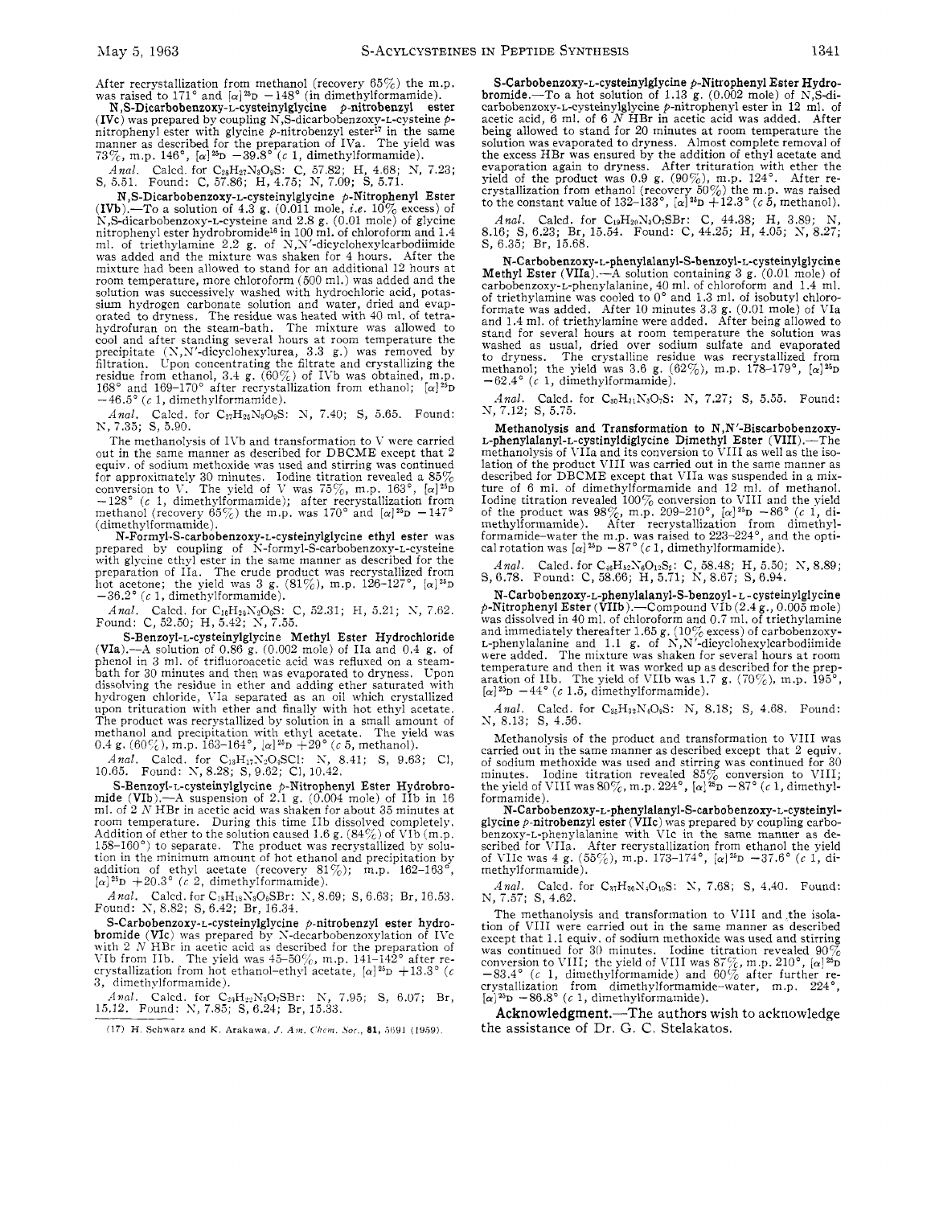After recrystallization from methanol (recovery 65%) the m.p. was raised to 171° and $[\alpha]^{25}D$ −148° (in dimethylformamide).

**N,S-Dicarbobenzoxy-L-cysteinylglycine *p*-nitrobenzyl ester (IVc)** was prepared by coupling N,S-dicarbobenzoxy-L-cysteine *p*-nitrophenyl ester with glycine *p*-nitrobenzyl ester[17] in the same manner as described for the preparation of IVa. The yield was 73%, m.p. 146°, $[\alpha]^{25}D$ −39.8° (*c* 1, dimethylformamide).

*Anal.* Calcd. for $C_{28}H_{27}N_3O_8S$: C, 57.82; H, 4.68; N, 7.23; S, 5.51. Found: C, 57.86; H, 4.75; N, 7.09; S, 5.71.

**N,S-Dicarbobenzoxy-L-cysteinylglycine *p*-Nitrophenyl Ester (IVb).**—To a solution of 4.3 g. (0.011 mole, *i.e.* 10% excess) of N,S-dicarbobenzoxy-L-cysteine and 2.8 g. (0.01 mole) of glycine nitrophenyl ester hydrobromide[16] in 100 ml. of chloroform and 1.4 ml. of triethylamine 2.2 g. of N,N'-dicyclohexylcarbodiimide was added and the mixture was shaken for 4 hours. After the mixture had been allowed to stand for an additional 12 hours at room temperature, more chloroform (500 ml.) was added and the solution was successively washed with hydrochloric acid, potassium hydrogen carbonate solution and water, dried and evaporated to dryness. The residue was heated with 40 ml. of tetrahydrofuran on the steam-bath. The mixture was allowed to cool and after standing several hours at room temperature the precipitate (N,N'-dicyclohexylurea, 3.3 g.) was removed by filtration. Upon concentrating the filtrate and crystallizing the residue from ethanol, 3.4 g. (60%) of IVb was obtained, m.p. 168° and 169–170° after recrystallization from ethanol; $[\alpha]^{25}D$ −46.5° (*c* 1, dimethylformamide).

*Anal.* Calcd. for $C_{27}H_{25}N_3O_9S$: N, 7.40; S, 5.65. Found: N, 7.35; S, 5.90.

The methanolysis of IVb and transformation to V were carried out in the same manner as described for DBCME except that 2 equiv. of sodium methoxide was used and stirring was continued for approximately 30 minutes. Iodine titration revealed a 85% conversion to V. The yield of V was 75%, m.p. 163°, $[\alpha]^{25}D$ −128° (*c* 1, dimethylformamide); after recrystallization from methanol (recovery 65%) the m.p. was 170° and $[\alpha]^{25}D$ −147° (dimethylformamide).

**N-Formyl-S-carbobenzoxy-L-cysteinylglycine ethyl ester** was prepared by coupling of N-formyl-S-carbobenzoxy-L-cysteine with glycine ethyl ester in the same manner as described for the preparation of IIa. The crude product was recrystallized from hot acetone; the yield was 3 g. (81%), m.p. 126–127°, $[\alpha]^{25}D$ −36.2° (*c* 1, dimethylformamide).

*Anal.* Calcd. for $C_{16}H_{20}N_2O_6S$: C, 52.31; H, 5.21; N, 7.62. Found: C, 52.50; H, 5.42; N, 7.55.

**S-Benzoyl-L-cysteinylglycine Methyl Ester Hydrochloride (VIa).**—A solution of 0.86 g. (0.002 mole) of IIa and 0.4 g. of phenol in 3 ml. of trifluoroacetic acid was refluxed on a steam-bath for 30 minutes and then was evaporated to dryness. Upon dissolving the residue in ether and adding ether saturated with hydrogen chloride, VIa separated as an oil which crystallized upon trituration with ether and finally with hot ethyl acetate. The product was recrystallized by solution in a small amount of methanol and precipitation with ethyl acetate. The yield was 0.4 g. (60%), m.p. 163–164°, $[\alpha]^{25}D$ +29° (*c* 5, methanol).

*Anal.* Calcd. for $C_{13}H_{17}N_2O_4SCl$: N, 8.41; S, 9.63; Cl, 10.65. Found: N, 8.28; S, 9.62; Cl, 10.42.

**S-Benzoyl-L-cysteinylglycine *p*-Nitrophenyl Ester Hydrobromide (VIb).**—A suspension of 2.1 g. (0.004 mole) of IIb in 16 ml. of 2 *N* HBr in acetic acid was shaken for about 35 minutes at room temperature. During this time IIb dissolved completely. Addition of ether to the solution caused 1.6 g. (84%) of VIb (m.p. 158–160°) to separate. The product was recrystallized by solution in the minimum amount of hot ethanol and precipitation by addition of ethyl acetate (recovery 81%); m.p. 162–163°, $[\alpha]^{25}D$ +20.3° (*c* 2, dimethylformamide).

*Anal.* Calcd. for $C_{18}H_{18}N_3O_5SBr$: N, 8.69; S, 6.63; Br, 16.53. Found: N, 8.82; S, 6.42; Br, 16.34.

**S-Carbobenzoxy-L-cysteinylglycine *p*-nitrobenzyl ester hydrobromide (VIc)** was prepared by N-decarbobenzoxylation of IVc with 2 *N* HBr in acetic acid as described for the preparation of VIb from IIb. The yield was 45–50%, m.p. 141–142° after recrystallization from hot ethanol-ethyl acetate, $[\alpha]^{25}D$ +13.3° (*c* 3, dimethylformamide).

*Anal.* Calcd. for $C_{20}H_{22}N_3O_7SBr$: N, 7.95; S, 6.07; Br, 15.12. Found: N, 7.85; S, 6.24; Br, 15.33.

(17) H. Schwarz and K. Arakawa, *J. Am. Chem. Soc.*, **81**, 5691 (1959).

**S-Carbobenzoxy-L-cysteinylglycine *p*-Nitrophenyl Ester Hydrobromide.**—To a hot solution of 1.13 g. (0.002 mole) of N,S-dicarbobenzoxy-L-cysteinylglycine *p*-nitrophenyl ester in 12 ml. of acetic acid, 6 ml. of 6 *N* HBr in acetic acid was added. After being allowed to stand for 20 minutes at room temperature the solution was evaporated to dryness. Almost complete removal of the excess HBr was ensured by the addition of ethyl acetate and evaporation again to dryness. After trituration with ether the yield of the product was 0.9 g. (90%), m.p. 124°. After recrystallization from ethanol (recovery 50%) the m.p. was raised to the constant value of 132–133°, $[\alpha]^{25}D$ +12.3° (*c* 5, methanol).

*Anal.* Calcd. for $C_{19}H_{20}N_3O_7SBr$: C, 44.38; H, 3.89; N, 8.16; S, 6.23; Br, 15.54. Found: C, 44.25; H, 4.05; N, 8.27; S, 6.35; Br, 15.68.

**N-Carbobenzoxy-L-phenylalanyl-S-benzoyl-L-cysteinylglycine Methyl Ester (VIIa).**—A solution containing 3 g. (0.01 mole) of carbobenzoxy-L-phenylalanine, 40 ml. of chloroform and 1.4 ml. of triethylamine was cooled to 0° and 1.3 ml. of isobutyl chloroformate was added. After 10 minutes 3.3 g. (0.01 mole) of VIa and 1.4 ml. of triethylamine were added. After being allowed to stand for several hours at room temperature the solution was washed as usual, dried over sodium sulfate and evaporated to dryness. The crystalline residue was recrystallized from methanol; the yield was 3.6 g. (62%), m.p. 178–179°, $[\alpha]^{25}D$ −62.4° (*c* 1, dimethylformamide).

*Anal.* Calcd. for $C_{30}H_{31}N_3O_7S$: N, 7.27; S, 5.55. Found: N, 7.12; S, 5.75.

**Methanolysis and Transformation to N,N'-Biscarbobenzoxy-L-phenylalanyl-L-cystinyldiglycine Dimethyl Ester (VIII).**—The methanolysis of VIIa and its conversion to VIII as well as the isolation of the product VIII was carried out in the same manner as described for DBCME except that VIIa was suspended in a mixture of 6 ml. of dimethylformamide and 12 ml. of methanol. Iodine titration revealed 100% conversion to VIII and the yield of the product was 98%, m.p. 209–210°, $[\alpha]^{25}D$ −86° (*c* 1, dimethylformamide). After recrystallization from dimethylformamide–water the m.p. was raised to 223–224°, and the optical rotation was $[\alpha]^{25}D$ −87° (*c* 1, dimethylformamide).

*Anal.* Calcd. for $C_{46}H_{52}N_6O_{12}S_2$: C, 58.48; H, 5.50; N, 8.89; S, 6.78. Found: C, 58.66; H, 5.71; N, 8.67; S, 6.94.

**N-Carbobenzoxy-L-phenylalanyl-S-benzoyl-L-cysteinylglycine *p*-Nitrophenyl Ester (VIIb).**—Compound VIb (2.4 g., 0.005 mole) was dissolved in 40 ml. of chloroform and 0.7 ml. of triethylamine and immediately thereafter 1.65 g. (10% excess) of carbobenzoxy-L-phenylalanine and 1.1 g. of N,N'-dicyclohexylcarbodiimide were added. The mixture was shaken for several hours at room temperature and then it was worked up as described for the preparation of IIb. The yield of VIIb was 1.7 g. (70%), m.p. 195°, $[\alpha]^{25}D$ −44° (*c* 1.5, dimethylformamide).

*Anal.* Calcd. for $C_{35}H_{32}N_4O_9S$: N, 8.18; S, 4.68. Found: N, 8.13; S, 4.56.

Methanolysis of the product and transformation to VIII was carried out in the same manner as described except that 2 equiv. of sodium methoxide was used and stirring was continued for 30 minutes. Iodine titration revealed 85% conversion to VIII; the yield of VIII was 80%, m.p. 224°, $[\alpha]^{25}D$ −87° (*c* 1, dimethylformamide).

**N-Carbobenzoxy-L-phenylalanyl-S-carbobenzoxy-L-cysteinylglycine *p*-nitrobenzyl ester (VIIc)** was prepared by coupling carbobenzoxy-L-phenylalanine with VIc in the same manner as described for VIIa. After recrystallization from ethanol the yield of VIIc was 4 g. (55%), m.p. 173–174°, $[\alpha]^{25}D$ −37.6° (*c* 1, dimethylformamide).

*Anal.* Calcd. for $C_{37}H_{36}N_4O_{10}S$: N, 7.68; S, 4.40. Found: N, 7.57; S, 4.62.

The methanolysis and transformation to VIII and the isolation of VIII were carried out in the same manner as described except that 1.1 equiv. of sodium methoxide was used and stirring was continued for 30 minutes. Iodine titration revealed 90% conversion to VIII; the yield of VIII was 87%, m.p. 210°, $[\alpha]^{25}D$ −83.4° (*c* 1, dimethylformamide) and 60% after further recrystallization from dimethylformamide–water, m.p. 224°, $[\alpha]^{25}D$ −86.8° (*c* 1, dimethylformamide).

**Acknowledgment.**—The authors wish to acknowledge the assistance of Dr. G. C. Stelakatos.